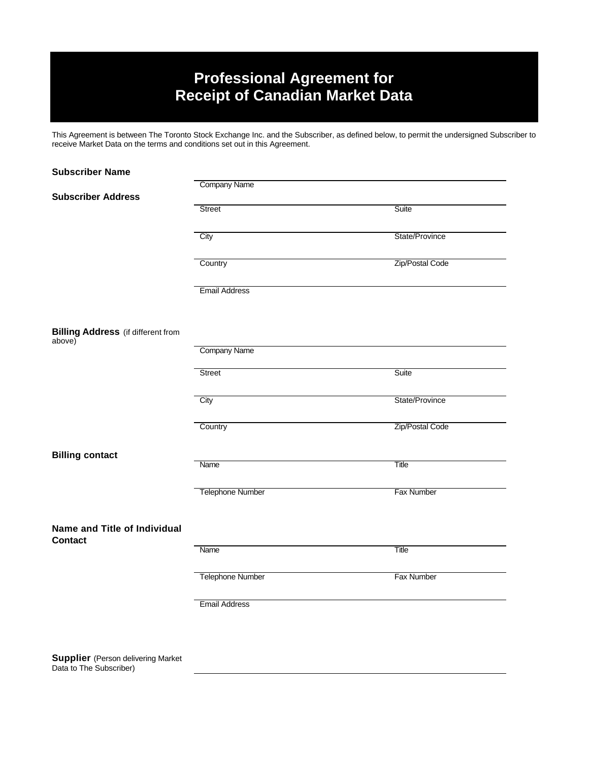# Professional Agreement for Receipt of Canadian Market Data

This Agreement is between The Toronto Stock Exchange Inc. and the Subscriber, as defined below, to permit the undersigned Subscriber to receive Market Data on the terms and conditions set out in this Agreement.

**Subscriber Name**

Company Name

**Subscriber Address**

| | |
|---|---|
| Street | Suite |
| City | State/Province |
| Country | Zip/Postal Code |
| Email Address | |

**Billing Address** (if different from above)

| | |
|---|---|
| Company Name | |
| Street | Suite |
| City | State/Province |
| Country | Zip/Postal Code |

**Billing contact**

| | |
|---|---|
| Name | Title |
| Telephone Number | Fax Number |

**Name and Title of Individual Contact**

| | |
|---|---|
| Name | Title |
| Telephone Number | Fax Number |
| Email Address | |

**Supplier** (Person delivering Market Data to The Subscriber)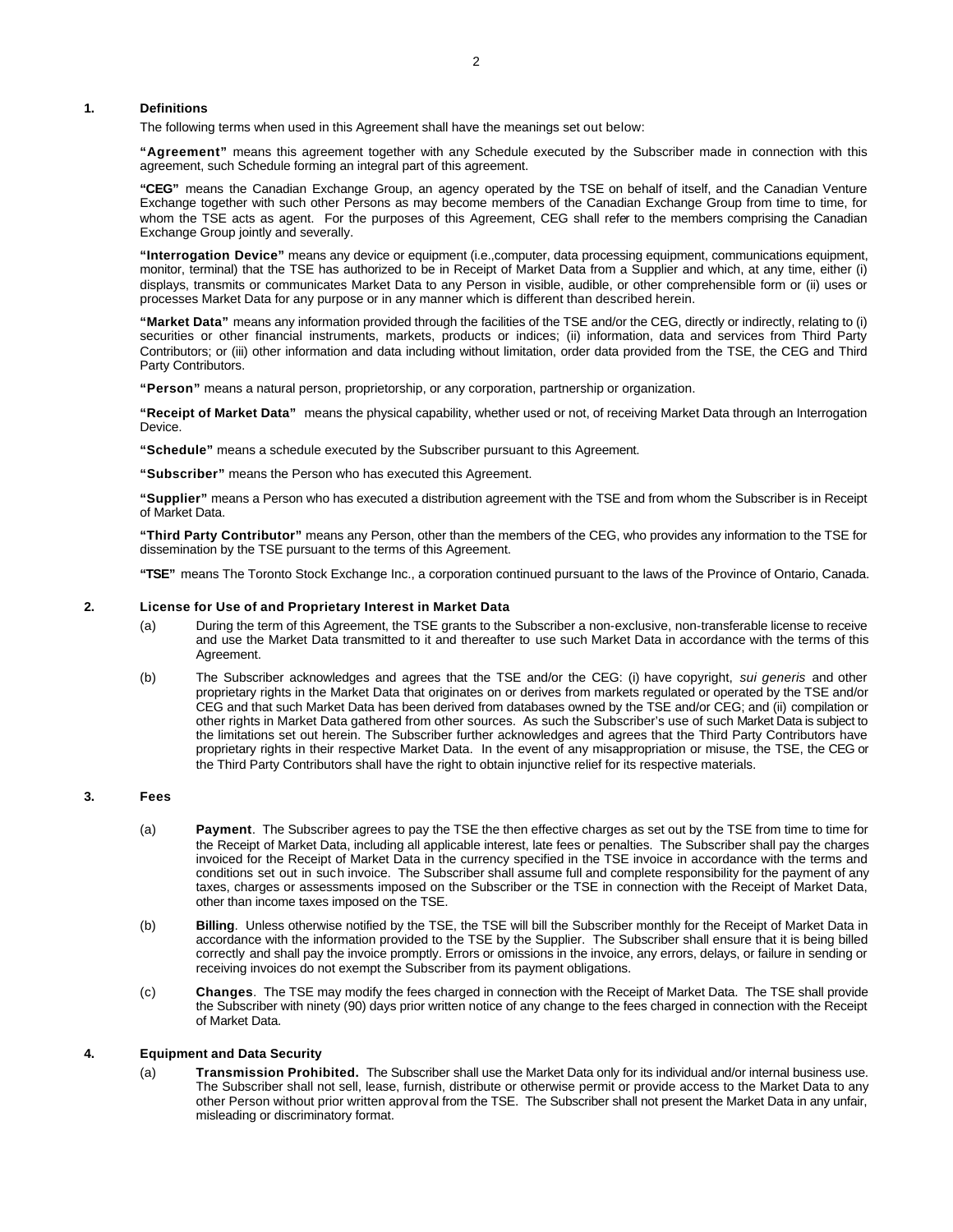## 1. Definitions

The following terms when used in this Agreement shall have the meanings set out below:

**"Agreement"** means this agreement together with any Schedule executed by the Subscriber made in connection with this agreement, such Schedule forming an integral part of this agreement.

**"CEG"** means the Canadian Exchange Group, an agency operated by the TSE on behalf of itself, and the Canadian Venture Exchange together with such other Persons as may become members of the Canadian Exchange Group from time to time, for whom the TSE acts as agent. For the purposes of this Agreement, CEG shall refer to the members comprising the Canadian Exchange Group jointly and severally.

**"Interrogation Device"** means any device or equipment (i.e.,computer, data processing equipment, communications equipment, monitor, terminal) that the TSE has authorized to be in Receipt of Market Data from a Supplier and which, at any time, either (i) displays, transmits or communicates Market Data to any Person in visible, audible, or other comprehensible form or (ii) uses or processes Market Data for any purpose or in any manner which is different than described herein.

**"Market Data"** means any information provided through the facilities of the TSE and/or the CEG, directly or indirectly, relating to (i) securities or other financial instruments, markets, products or indices; (ii) information, data and services from Third Party Contributors; or (iii) other information and data including without limitation, order data provided from the TSE, the CEG and Third Party Contributors.

**"Person"** means a natural person, proprietorship, or any corporation, partnership or organization.

**"Receipt of Market Data"** means the physical capability, whether used or not, of receiving Market Data through an Interrogation Device.

**"Schedule"** means a schedule executed by the Subscriber pursuant to this Agreement.

**"Subscriber"** means the Person who has executed this Agreement.

**"Supplier"** means a Person who has executed a distribution agreement with the TSE and from whom the Subscriber is in Receipt of Market Data.

**"Third Party Contributor"** means any Person, other than the members of the CEG, who provides any information to the TSE for dissemination by the TSE pursuant to the terms of this Agreement.

**"TSE"** means The Toronto Stock Exchange Inc., a corporation continued pursuant to the laws of the Province of Ontario, Canada.

## 2. License for Use of and Proprietary Interest in Market Data

(a) During the term of this Agreement, the TSE grants to the Subscriber a non-exclusive, non-transferable license to receive and use the Market Data transmitted to it and thereafter to use such Market Data in accordance with the terms of this Agreement.

(b) The Subscriber acknowledges and agrees that the TSE and/or the CEG: (i) have copyright, *sui generis* and other proprietary rights in the Market Data that originates on or derives from markets regulated or operated by the TSE and/or CEG and that such Market Data has been derived from databases owned by the TSE and/or CEG; and (ii) compilation or other rights in Market Data gathered from other sources. As such the Subscriber's use of such Market Data is subject to the limitations set out herein. The Subscriber further acknowledges and agrees that the Third Party Contributors have proprietary rights in their respective Market Data. In the event of any misappropriation or misuse, the TSE, the CEG or the Third Party Contributors shall have the right to obtain injunctive relief for its respective materials.

## 3. Fees

(a) **Payment**. The Subscriber agrees to pay the TSE the then effective charges as set out by the TSE from time to time for the Receipt of Market Data, including all applicable interest, late fees or penalties. The Subscriber shall pay the charges invoiced for the Receipt of Market Data in the currency specified in the TSE invoice in accordance with the terms and conditions set out in such invoice. The Subscriber shall assume full and complete responsibility for the payment of any taxes, charges or assessments imposed on the Subscriber or the TSE in connection with the Receipt of Market Data, other than income taxes imposed on the TSE.

(b) **Billing**. Unless otherwise notified by the TSE, the TSE will bill the Subscriber monthly for the Receipt of Market Data in accordance with the information provided to the TSE by the Supplier. The Subscriber shall ensure that it is being billed correctly and shall pay the invoice promptly. Errors or omissions in the invoice, any errors, delays, or failure in sending or receiving invoices do not exempt the Subscriber from its payment obligations.

(c) **Changes**. The TSE may modify the fees charged in connection with the Receipt of Market Data. The TSE shall provide the Subscriber with ninety (90) days prior written notice of any change to the fees charged in connection with the Receipt of Market Data.

## 4. Equipment and Data Security

(a) **Transmission Prohibited.** The Subscriber shall use the Market Data only for its individual and/or internal business use. The Subscriber shall not sell, lease, furnish, distribute or otherwise permit or provide access to the Market Data to any other Person without prior written approval from the TSE. The Subscriber shall not present the Market Data in any unfair, misleading or discriminatory format.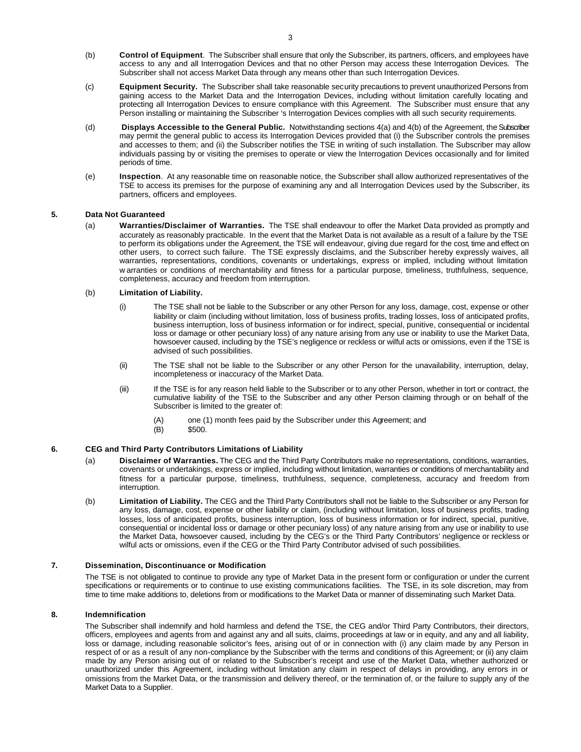(b) **Control of Equipment**. The Subscriber shall ensure that only the Subscriber, its partners, officers, and employees have access to any and all Interrogation Devices and that no other Person may access these Interrogation Devices. The Subscriber shall not access Market Data through any means other than such Interrogation Devices.

(c) **Equipment Security.** The Subscriber shall take reasonable security precautions to prevent unauthorized Persons from gaining access to the Market Data and the Interrogation Devices, including without limitation carefully locating and protecting all Interrogation Devices to ensure compliance with this Agreement. The Subscriber must ensure that any Person installing or maintaining the Subscriber 's Interrogation Devices complies with all such security requirements.

(d) **Displays Accessible to the General Public.** Notwithstanding sections 4(a) and 4(b) of the Agreement, the Subscriber may permit the general public to access its Interrogation Devices provided that (i) the Subscriber controls the premises and accesses to them; and (ii) the Subscriber notifies the TSE in writing of such installation. The Subscriber may allow individuals passing by or visiting the premises to operate or view the Interrogation Devices occasionally and for limited periods of time.

(e) **Inspection**. At any reasonable time on reasonable notice, the Subscriber shall allow authorized representatives of the TSE to access its premises for the purpose of examining any and all Interrogation Devices used by the Subscriber, its partners, officers and employees.

## 5. Data Not Guaranteed

(a) **Warranties/Disclaimer of Warranties.** The TSE shall endeavour to offer the Market Data provided as promptly and accurately as reasonably practicable. In the event that the Market Data is not available as a result of a failure by the TSE to perform its obligations under the Agreement, the TSE will endeavour, giving due regard for the cost, time and effect on other users, to correct such failure. The TSE expressly disclaims, and the Subscriber hereby expressly waives, all warranties, representations, conditions, covenants or undertakings, express or implied, including without limitation warranties or conditions of merchantability and fitness for a particular purpose, timeliness, truthfulness, sequence, completeness, accuracy and freedom from interruption.

(b) **Limitation of Liability.**

(i) The TSE shall not be liable to the Subscriber or any other Person for any loss, damage, cost, expense or other liability or claim (including without limitation, loss of business profits, trading losses, loss of anticipated profits, business interruption, loss of business information or for indirect, special, punitive, consequential or incidental loss or damage or other pecuniary loss) of any nature arising from any use or inability to use the Market Data, howsoever caused, including by the TSE's negligence or reckless or wilful acts or omissions, even if the TSE is advised of such possibilities.

(ii) The TSE shall not be liable to the Subscriber or any other Person for the unavailability, interruption, delay, incompleteness or inaccuracy of the Market Data.

(iii) If the TSE is for any reason held liable to the Subscriber or to any other Person, whether in tort or contract, the cumulative liability of the TSE to the Subscriber and any other Person claiming through or on behalf of the Subscriber is limited to the greater of:

(A) one (1) month fees paid by the Subscriber under this Agreement; and
(B) $500.

## 6. CEG and Third Party Contributors Limitations of Liability

(a) **Disclaimer of Warranties.** The CEG and the Third Party Contributors make no representations, conditions, warranties, covenants or undertakings, express or implied, including without limitation, warranties or conditions of merchantability and fitness for a particular purpose, timeliness, truthfulness, sequence, completeness, accuracy and freedom from interruption.

(b) **Limitation of Liability.** The CEG and the Third Party Contributors shall not be liable to the Subscriber or any Person for any loss, damage, cost, expense or other liability or claim, (including without limitation, loss of business profits, trading losses, loss of anticipated profits, business interruption, loss of business information or for indirect, special, punitive, consequential or incidental loss or damage or other pecuniary loss) of any nature arising from any use or inability to use the Market Data, howsoever caused, including by the CEG's or the Third Party Contributors' negligence or reckless or wilful acts or omissions, even if the CEG or the Third Party Contributor advised of such possibilities.

## 7. Dissemination, Discontinuance or Modification

The TSE is not obligated to continue to provide any type of Market Data in the present form or configuration or under the current specifications or requirements or to continue to use existing communications facilities. The TSE, in its sole discretion, may from time to time make additions to, deletions from or modifications to the Market Data or manner of disseminating such Market Data.

## 8. Indemnification

The Subscriber shall indemnify and hold harmless and defend the TSE, the CEG and/or Third Party Contributors, their directors, officers, employees and agents from and against any and all suits, claims, proceedings at law or in equity, and any and all liability, loss or damage, including reasonable solicitor's fees, arising out of or in connection with (i) any claim made by any Person in respect of or as a result of any non-compliance by the Subscriber with the terms and conditions of this Agreement; or (ii) any claim made by any Person arising out of or related to the Subscriber's receipt and use of the Market Data, whether authorized or unauthorized under this Agreement, including without limitation any claim in respect of delays in providing, any errors in or omissions from the Market Data, or the transmission and delivery thereof, or the termination of, or the failure to supply any of the Market Data to a Supplier.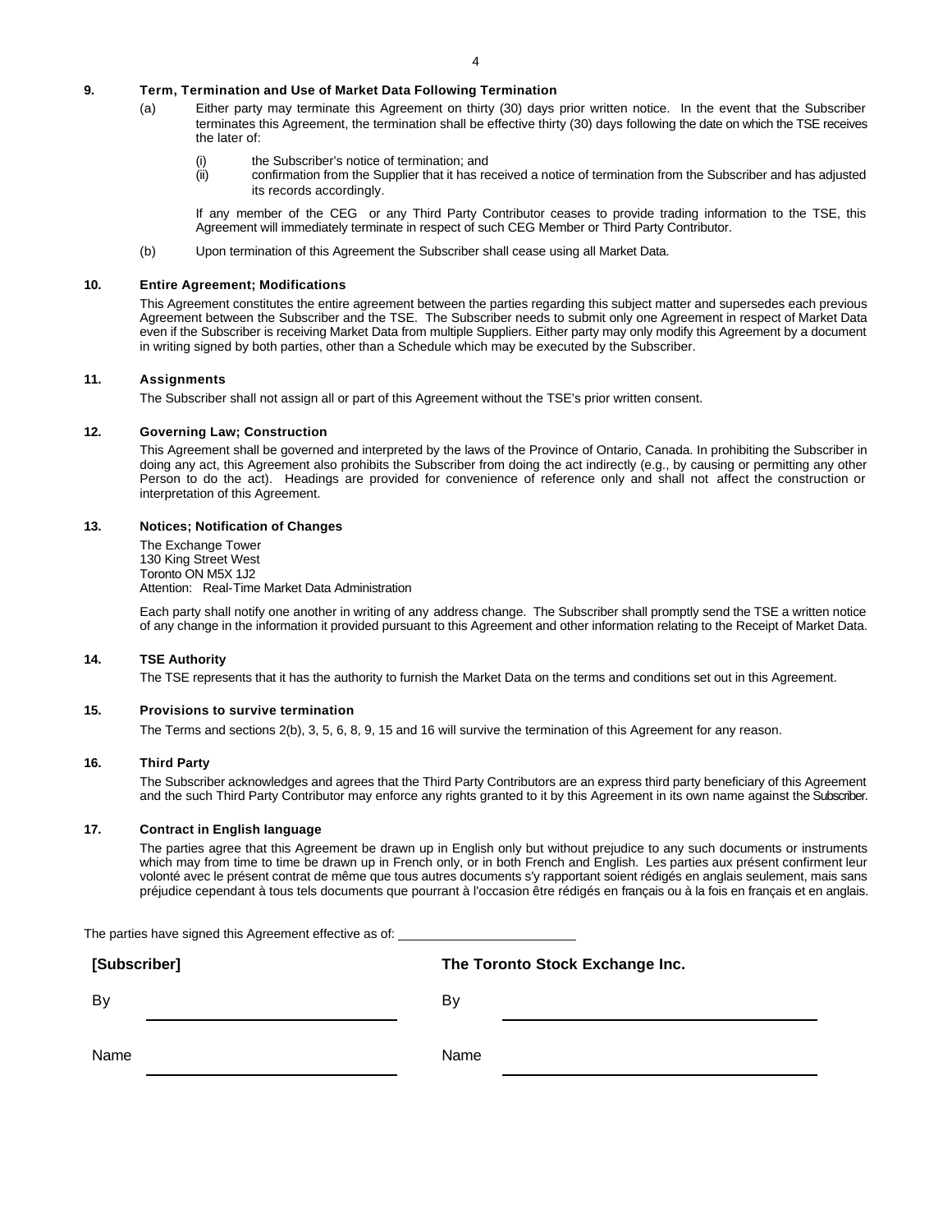**9. Term, Termination and Use of Market Data Following Termination**

(a) Either party may terminate this Agreement on thirty (30) days prior written notice. In the event that the Subscriber terminates this Agreement, the termination shall be effective thirty (30) days following the date on which the TSE receives the later of:

(i) the Subscriber's notice of termination; and
(ii) confirmation from the Supplier that it has received a notice of termination from the Subscriber and has adjusted its records accordingly.

If any member of the CEG or any Third Party Contributor ceases to provide trading information to the TSE, this Agreement will immediately terminate in respect of such CEG Member or Third Party Contributor.

(b) Upon termination of this Agreement the Subscriber shall cease using all Market Data.

**10. Entire Agreement; Modifications**

This Agreement constitutes the entire agreement between the parties regarding this subject matter and supersedes each previous Agreement between the Subscriber and the TSE. The Subscriber needs to submit only one Agreement in respect of Market Data even if the Subscriber is receiving Market Data from multiple Suppliers. Either party may only modify this Agreement by a document in writing signed by both parties, other than a Schedule which may be executed by the Subscriber.

**11. Assignments**

The Subscriber shall not assign all or part of this Agreement without the TSE's prior written consent.

**12. Governing Law; Construction**

This Agreement shall be governed and interpreted by the laws of the Province of Ontario, Canada. In prohibiting the Subscriber in doing any act, this Agreement also prohibits the Subscriber from doing the act indirectly (e.g., by causing or permitting any other Person to do the act). Headings are provided for convenience of reference only and shall not affect the construction or interpretation of this Agreement.

**13. Notices; Notification of Changes**

The Exchange Tower
130 King Street West
Toronto ON M5X 1J2
Attention: Real-Time Market Data Administration

Each party shall notify one another in writing of any address change. The Subscriber shall promptly send the TSE a written notice of any change in the information it provided pursuant to this Agreement and other information relating to the Receipt of Market Data.

**14. TSE Authority**

The TSE represents that it has the authority to furnish the Market Data on the terms and conditions set out in this Agreement.

**15. Provisions to survive termination**

The Terms and sections 2(b), 3, 5, 6, 8, 9, 15 and 16 will survive the termination of this Agreement for any reason.

**16. Third Party**

The Subscriber acknowledges and agrees that the Third Party Contributors are an express third party beneficiary of this Agreement and the such Third Party Contributor may enforce any rights granted to it by this Agreement in its own name against the Subscriber.

**17. Contract in English language**

The parties agree that this Agreement be drawn up in English only but without prejudice to any such documents or instruments which may from time to time be drawn up in French only, or in both French and English. Les parties aux présent confirment leur volonté avec le présent contrat de même que tous autres documents s'y rapportant soient rédigés en anglais seulement, mais sans préjudice cependant à tous tels documents que pourrant à l'occasion être rédigés en français ou à la fois en français et en anglais.

The parties have signed this Agreement effective as of: ________________________

| **[Subscriber]** | **The Toronto Stock Exchange Inc.** |
|---|---|
| By ____________________ | By ____________________ |
| Name ____________________ | Name ____________________ |